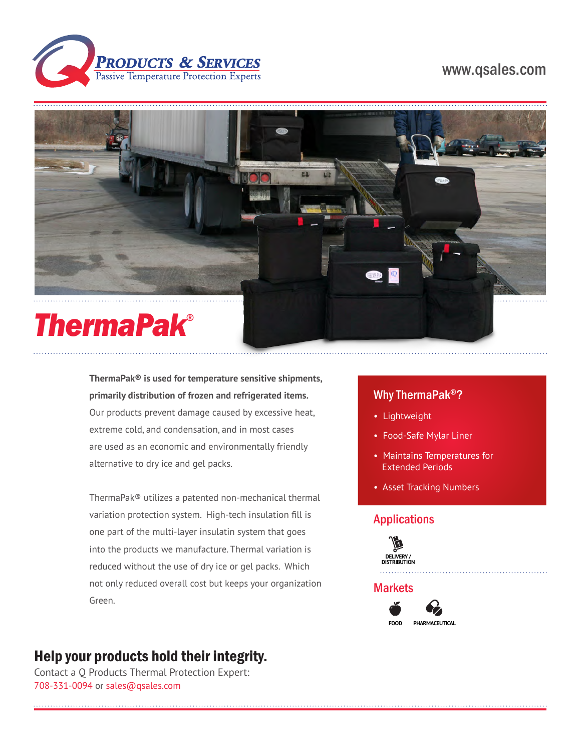**Q Products & Services**
Passive Temperature Protection Experts

www.qsales.com

# ThermaPak®

**ThermaPak® is used for temperature sensitive shipments, primarily distribution of frozen and refrigerated items.** Our products prevent damage caused by excessive heat, extreme cold, and condensation, and in most cases are used as an economic and environmentally friendly alternative to dry ice and gel packs.

ThermaPak® utilizes a patented non-mechanical thermal variation protection system. High-tech insulation fill is one part of the multi-layer insulatin system that goes into the products we manufacture. Thermal variation is reduced without the use of dry ice or gel packs. Which not only reduced overall cost but keeps your organization Green.

## Why ThermaPak®?

- Lightweight
- Food-Safe Mylar Liner
- Maintains Temperatures for Extended Periods
- Asset Tracking Numbers

## Applications

DELIVERY / DISTRIBUTION

## Markets

FOOD

PHARMACEUTICAL

## Help your products hold their integrity.

Contact a Q Products Thermal Protection Expert:
708-331-0094 or sales@qsales.com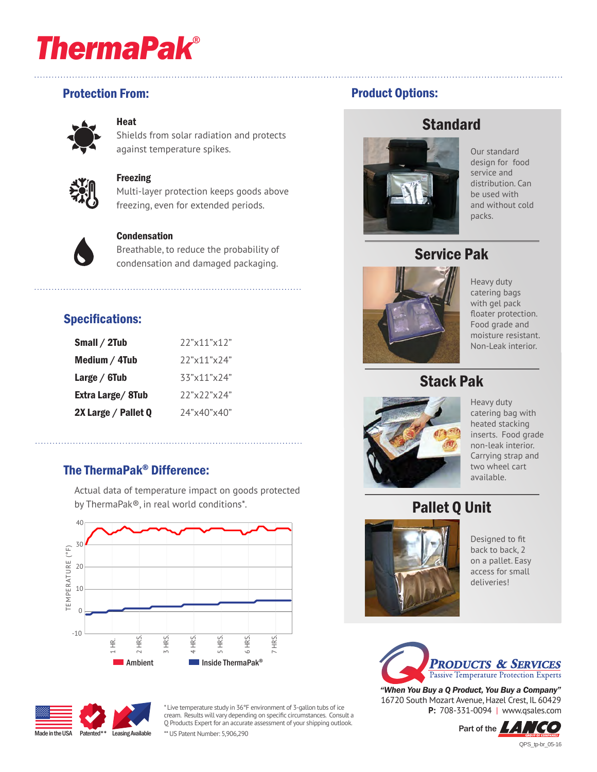# ThermaPak®

## Protection From:

**Heat**
Shields from solar radiation and protects against temperature spikes.

**Freezing**
Multi-layer protection keeps goods above freezing, even for extended periods.

**Condensation**
Breathable, to reduce the probability of condensation and damaged packaging.

## Specifications:

| | |
|---|---|
| **Small / 2Tub** | 22”x11”x12” |
| **Medium / 4Tub** | 22”x11”x24” |
| **Large / 6Tub** | 33”x11”x24” |
| **Extra Large/ 8Tub** | 22”x22”x24” |
| **2X Large / Pallet Q** | 24”x40”x40” |

## The ThermaPak® Difference:

Actual data of temperature impact on goods protected by ThermaPak®, in real world conditions*.

TEMPERATURE (°F)
40
30
20
10
0
-10
1 HR.
2 HRS.
3 HRS.
4 HRS.
5 HRS.
6 HRS.
7 HRS.
Ambient
Inside ThermaPak®

## Product Options:

### Standard

Our standard design for food service and distribution. Can be used with and without cold packs.

### Service Pak

Heavy duty catering bags with gel pack floater protection. Food grade and moisture resistant. Non-Leak interior.

### Stack Pak

Heavy duty catering bag with heated stacking inserts. Food grade non-leak interior. Carrying strap and two wheel cart available.

### Pallet Q Unit

Designed to fit back to back, 2 on a pallet. Easy access for small deliveries!

Made in the USA
Patented**
Leasing Available

* Live temperature study in 36°F environment of 3-gallon tubs of ice cream. Results will vary depending on specific circumstances. Consult a Q Products Expert for an accurate assessment of your shipping outlook.

** US Patent Number: 5,906,290

**Products & Services**
Passive Temperature Protection Experts

***“When You Buy a Q Product, You Buy a Company”***
16720 South Mozart Avenue, Hazel Crest, IL 60429
**P:** 708-331-0094 | www.qsales.com

Part of the LANCO GROUP OF COMPANIES

QPS_tp-br_05-16